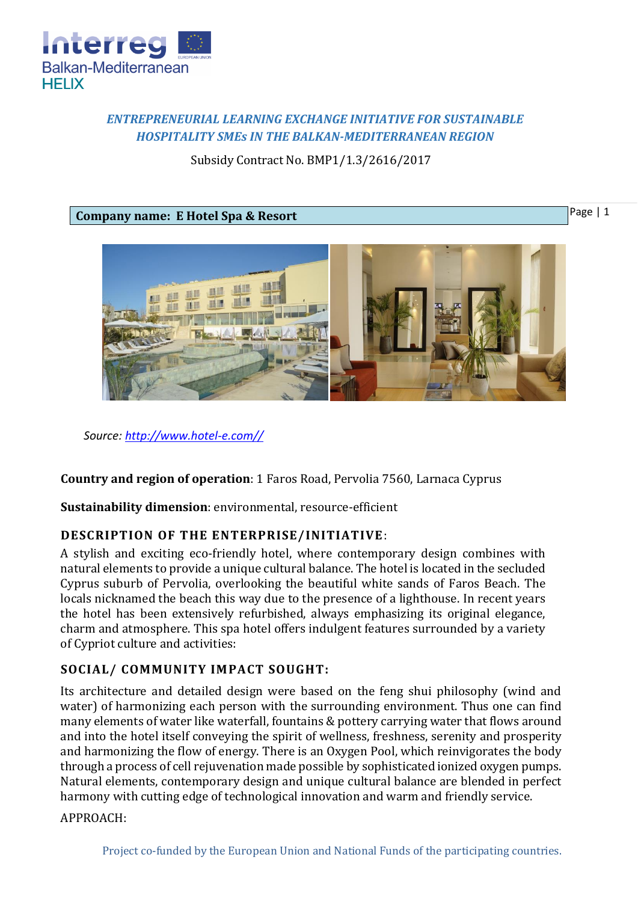*ENTREPRENEURIAL LEARNING EXCHANGE INITIATIVE FOR SUSTAINABLE HOSPITALITY SMEs IN THE BALKAN-MEDITERRANEAN REGION*

Subsidy Contract No. BMP1/1.3/2616/2017

**Company name: E Hotel Spa & Resort**

*Source: http://www.hotel-e.com//*

**Country and region of operation**: 1 Faros Road, Pervolia 7560, Larnaca Cyprus

**Sustainability dimension**: environmental, resource-efficient

## DESCRIPTION OF THE ENTERPRISE/INITIATIVE:

A stylish and exciting eco-friendly hotel, where contemporary design combines with natural elements to provide a unique cultural balance. The hotel is located in the secluded Cyprus suburb of Pervolia, overlooking the beautiful white sands of Faros Beach. The locals nicknamed the beach this way due to the presence of a lighthouse. In recent years the hotel has been extensively refurbished, always emphasizing its original elegance, charm and atmosphere. This spa hotel offers indulgent features surrounded by a variety of Cypriot culture and activities:

## SOCIAL/ COMMUNITY IMPACT SOUGHT:

Its architecture and detailed design were based on the feng shui philosophy (wind and water) of harmonizing each person with the surrounding environment. Thus one can find many elements of water like waterfall, fountains & pottery carrying water that flows around and into the hotel itself conveying the spirit of wellness, freshness, serenity and prosperity and harmonizing the flow of energy. There is an Oxygen Pool, which reinvigorates the body through a process of cell rejuvenation made possible by sophisticated ionized oxygen pumps. Natural elements, contemporary design and unique cultural balance are blended in perfect harmony with cutting edge of technological innovation and warm and friendly service.

APPROACH: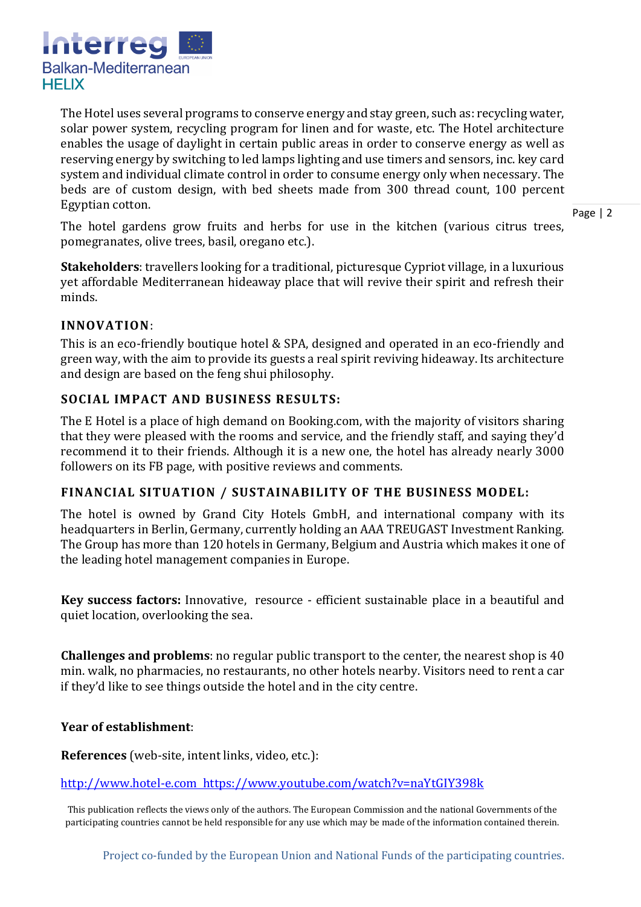The Hotel uses several programs to conserve energy and stay green, such as: recycling water, solar power system, recycling program for linen and for waste, etc. The Hotel architecture enables the usage of daylight in certain public areas in order to conserve energy as well as reserving energy by switching to led lamps lighting and use timers and sensors, inc. key card system and individual climate control in order to consume energy only when necessary. The beds are of custom design, with bed sheets made from 300 thread count, 100 percent Egyptian cotton.

The hotel gardens grow fruits and herbs for use in the kitchen (various citrus trees, pomegranates, olive trees, basil, oregano etc.).

**Stakeholders**: travellers looking for a traditional, picturesque Cypriot village, in a luxurious yet affordable Mediterranean hideaway place that will revive their spirit and refresh their minds.

## INNOVATION:

This is an eco-friendly boutique hotel & SPA, designed and operated in an eco-friendly and green way, with the aim to provide its guests a real spirit reviving hideaway. Its architecture and design are based on the feng shui philosophy.

## SOCIAL IMPACT AND BUSINESS RESULTS:

The E Hotel is a place of high demand on Booking.com, with the majority of visitors sharing that they were pleased with the rooms and service, and the friendly staff, and saying they'd recommend it to their friends. Although it is a new one, the hotel has already nearly 3000 followers on its FB page, with positive reviews and comments.

## FINANCIAL SITUATION / SUSTAINABILITY OF THE BUSINESS MODEL:

The hotel is owned by Grand City Hotels GmbH, and international company with its headquarters in Berlin, Germany, currently holding an AAA TREUGAST Investment Ranking. The Group has more than 120 hotels in Germany, Belgium and Austria which makes it one of the leading hotel management companies in Europe.

**Key success factors:** Innovative, resource - efficient sustainable place in a beautiful and quiet location, overlooking the sea.

**Challenges and problems**: no regular public transport to the center, the nearest shop is 40 min. walk, no pharmacies, no restaurants, no other hotels nearby. Visitors need to rent a car if they'd like to see things outside the hotel and in the city centre.

**Year of establishment**:

**References** (web-site, intent links, video, etc.):

http://www.hotel-e.com https://www.youtube.com/watch?v=naYtGIY398k

This publication reflects the views only of the authors. The European Commission and the national Governments of the participating countries cannot be held responsible for any use which may be made of the information contained therein.

Project co-funded by the European Union and National Funds of the participating countries.